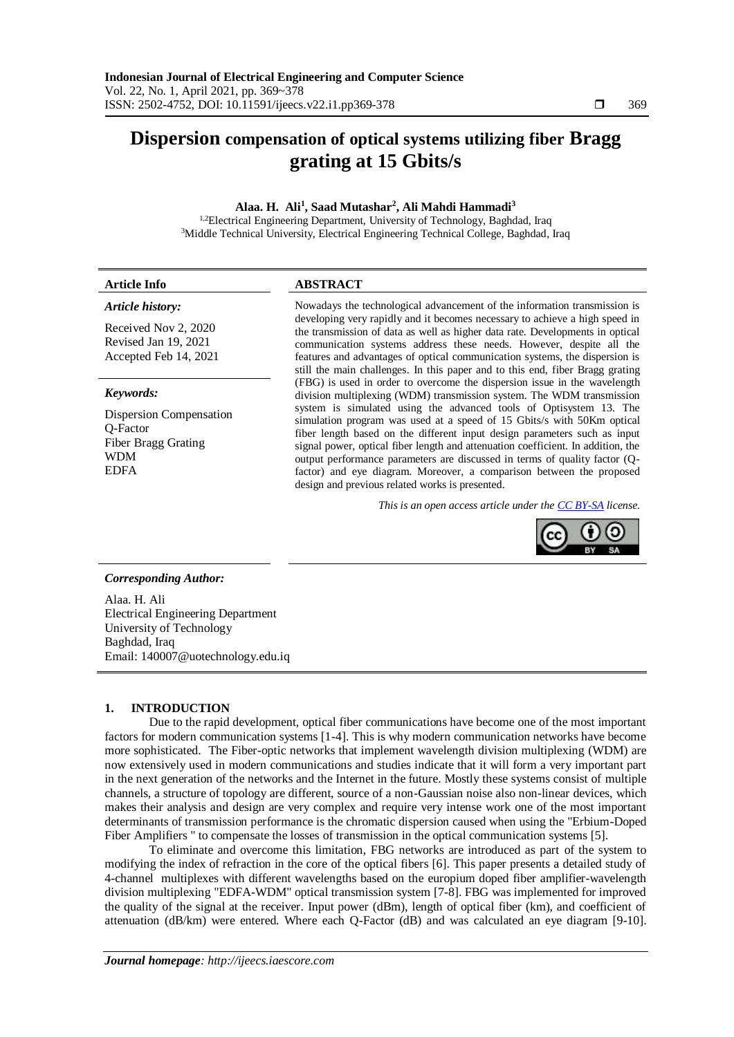# Dispersion compensation of optical systems utilizing fiber Bragg grating at 15 Gbits/s

**Alaa. H. Ali[1], Saad Mutashar[2], Ali Mahdi Hammadi[3]**

[1,2]Electrical Engineering Department, University of Technology, Baghdad, Iraq
[3]Middle Technical University, Electrical Engineering Technical College, Baghdad, Iraq

**Article Info**

*Article history:*

Received Nov 2, 2020
Revised Jan 19, 2021
Accepted Feb 14, 2021

*Keywords:*

Dispersion Compensation
Q-Factor
Fiber Bragg Grating
WDM
EDFA

**ABSTRACT**

Nowadays the technological advancement of the information transmission is developing very rapidly and it becomes necessary to achieve a high speed in the transmission of data as well as higher data rate. Developments in optical communication systems address these needs. However, despite all the features and advantages of optical communication systems, the dispersion is still the main challenges. In this paper and to this end, fiber Bragg grating (FBG) is used in order to overcome the dispersion issue in the wavelength division multiplexing (WDM) transmission system. The WDM transmission system is simulated using the advanced tools of Optisystem 13. The simulation program was used at a speed of 15 Gbits/s with 50Km optical fiber length based on the different input design parameters such as input signal power, optical fiber length and attenuation coefficient. In addition, the output performance parameters are discussed in terms of quality factor (Q-factor) and eye diagram. Moreover, a comparison between the proposed design and previous related works is presented.

*This is an open access article under the CC BY-SA license.*

*Corresponding Author:*

Alaa. H. Ali
Electrical Engineering Department
University of Technology
Baghdad, Iraq
Email: 140007@uotechnology.edu.iq

## 1. INTRODUCTION

Due to the rapid development, optical fiber communications have become one of the most important factors for modern communication systems [1-4]. This is why modern communication networks have become more sophisticated. The Fiber-optic networks that implement wavelength division multiplexing (WDM) are now extensively used in modern communications and studies indicate that it will form a very important part in the next generation of the networks and the Internet in the future. Mostly these systems consist of multiple channels, a structure of topology are different, source of a non-Gaussian noise also non-linear devices, which makes their analysis and design are very complex and require very intense work one of the most important determinants of transmission performance is the chromatic dispersion caused when using the "Erbium-Doped Fiber Amplifiers " to compensate the losses of transmission in the optical communication systems [5].

To eliminate and overcome this limitation, FBG networks are introduced as part of the system to modifying the index of refraction in the core of the optical fibers [6]. This paper presents a detailed study of 4-channel multiplexes with different wavelengths based on the europium doped fiber amplifier-wavelength division multiplexing "EDFA-WDM" optical transmission system [7-8]. FBG was implemented for improved the quality of the signal at the receiver. Input power (dBm), length of optical fiber (km), and coefficient of attenuation (dB/km) were entered. Where each Q-Factor (dB) and was calculated an eye diagram [9-10].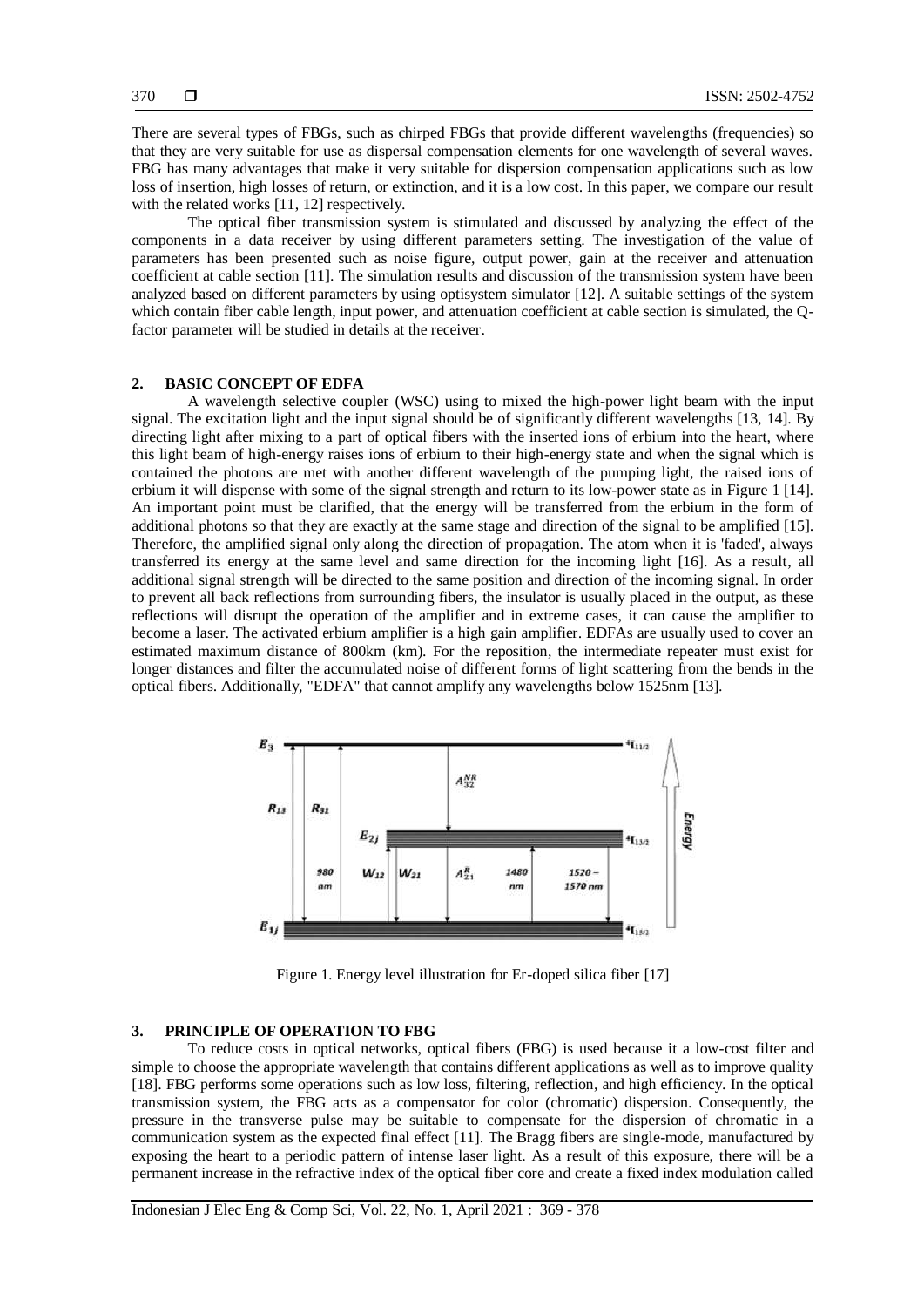There are several types of FBGs, such as chirped FBGs that provide different wavelengths (frequencies) so that they are very suitable for use as dispersal compensation elements for one wavelength of several waves. FBG has many advantages that make it very suitable for dispersion compensation applications such as low loss of insertion, high losses of return, or extinction, and it is a low cost. In this paper, we compare our result with the related works [11, 12] respectively.

The optical fiber transmission system is stimulated and discussed by analyzing the effect of the components in a data receiver by using different parameters setting. The investigation of the value of parameters has been presented such as noise figure, output power, gain at the receiver and attenuation coefficient at cable section [11]. The simulation results and discussion of the transmission system have been analyzed based on different parameters by using optisystem simulator [12]. A suitable settings of the system which contain fiber cable length, input power, and attenuation coefficient at cable section is simulated, the Q-factor parameter will be studied in details at the receiver.

## 2. BASIC CONCEPT OF EDFA

A wavelength selective coupler (WSC) using to mixed the high-power light beam with the input signal. The excitation light and the input signal should be of significantly different wavelengths [13, 14]. By directing light after mixing to a part of optical fibers with the inserted ions of erbium into the heart, where this light beam of high-energy raises ions of erbium to their high-energy state and when the signal which is contained the photons are met with another different wavelength of the pumping light, the raised ions of erbium it will dispense with some of the signal strength and return to its low-power state as in Figure 1 [14]. An important point must be clarified, that the energy will be transferred from the erbium in the form of additional photons so that they are exactly at the same stage and direction of the signal to be amplified [15]. Therefore, the amplified signal only along the direction of propagation. The atom when it is 'faded', always transferred its energy at the same level and same direction for the incoming light [16]. As a result, all additional signal strength will be directed to the same position and direction of the incoming signal. In order to prevent all back reflections from surrounding fibers, the insulator is usually placed in the output, as these reflections will disrupt the operation of the amplifier and in extreme cases, it can cause the amplifier to become a laser. The activated erbium amplifier is a high gain amplifier. EDFAs are usually used to cover an estimated maximum distance of 800km (km). For the reposition, the intermediate repeater must exist for longer distances and filter the accumulated noise of different forms of light scattering from the bends in the optical fibers. Additionally, "EDFA" that cannot amplify any wavelengths below 1525nm [13].

Figure 1. Energy level illustration for Er-doped silica fiber [17]

## 3. PRINCIPLE OF OPERATION TO FBG

To reduce costs in optical networks, optical fibers (FBG) is used because it a low-cost filter and simple to choose the appropriate wavelength that contains different applications as well as to improve quality [18]. FBG performs some operations such as low loss, filtering, reflection, and high efficiency. In the optical transmission system, the FBG acts as a compensator for color (chromatic) dispersion. Consequently, the pressure in the transverse pulse may be suitable to compensate for the dispersion of chromatic in a communication system as the expected final effect [11]. The Bragg fibers are single-mode, manufactured by exposing the heart to a periodic pattern of intense laser light. As a result of this exposure, there will be a permanent increase in the refractive index of the optical fiber core and create a fixed index modulation called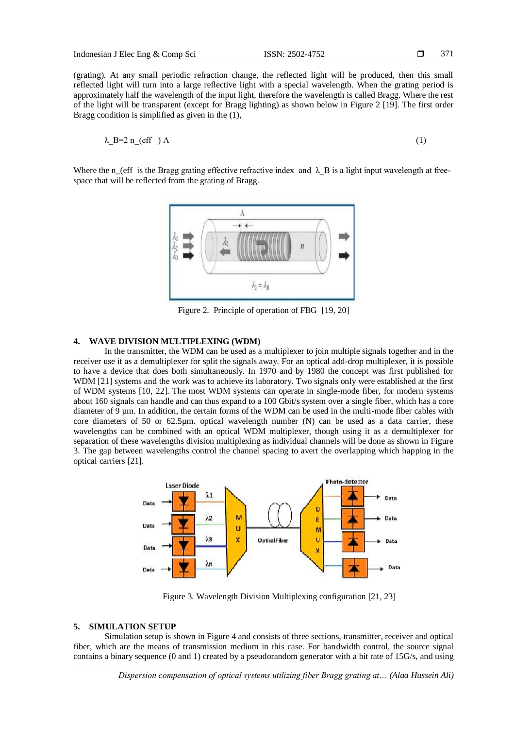(grating). At any small periodic refraction change, the reflected light will be produced, then this small reflected light will turn into a large reflective light with a special wavelength. When the grating period is approximately half the wavelength of the input light, therefore the wavelength is called Bragg. Where the rest of the light will be transparent (except for Bragg lighting) as shown below in Figure 2 [19]. The first order Bragg condition is simplified as given in the (1),

$$\lambda_B = 2\, n_{eff}\, \Lambda \tag{1}$$

Where the $n_{eff}$ is the Bragg grating effective refractive index and $\lambda_B$ is a light input wavelength at free-space that will be reflected from the grating of Bragg.

Figure 2. Principle of operation of FBG [19, 20]

## 4. WAVE DIVISION MULTIPLEXING (WDM)

In the transmitter, the WDM can be used as a multiplexer to join multiple signals together and in the receiver use it as a demultiplexer for split the signals away. For an optical add-drop multiplexer, it is possible to have a device that does both simultaneously. In 1970 and by 1980 the concept was first published for WDM [21] systems and the work was to achieve its laboratory. Two signals only were established at the first of WDM systems [10, 22]. The most WDM systems can operate in single-mode fiber, for modern systems about 160 signals can handle and can thus expand to a 100 Gbit/s system over a single fiber, which has a core diameter of 9 µm. In addition, the certain forms of the WDM can be used in the multi-mode fiber cables with core diameters of 50 or 62.5µm. optical wavelength number (N) can be used as a data carrier, these wavelengths can be combined with an optical WDM multiplexer, though using it as a demultiplexer for separation of these wavelengths division multiplexing as individual channels will be done as shown in Figure 3. The gap between wavelengths control the channel spacing to avert the overlapping which happing in the optical carriers [21].

Figure 3. Wavelength Division Multiplexing configuration [21, 23]

## 5. SIMULATION SETUP

Simulation setup is shown in Figure 4 and consists of three sections, transmitter, receiver and optical fiber, which are the means of transmission medium in this case. For bandwidth control, the source signal contains a binary sequence (0 and 1) created by a pseudorandom generator with a bit rate of 15G/s, and using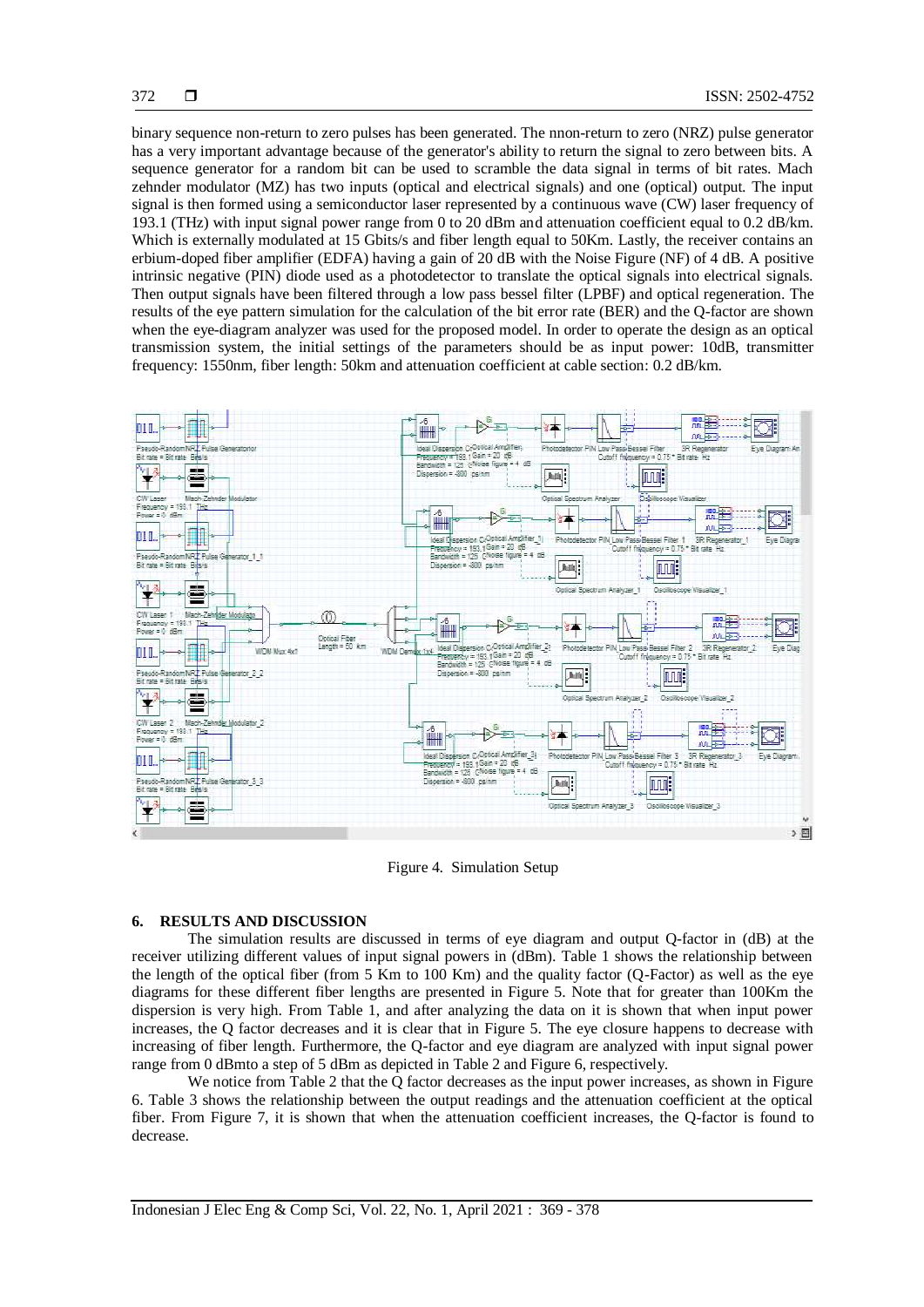binary sequence non-return to zero pulses has been generated. The nnon-return to zero (NRZ) pulse generator has a very important advantage because of the generator's ability to return the signal to zero between bits. A sequence generator for a random bit can be used to scramble the data signal in terms of bit rates. Mach zehnder modulator (MZ) has two inputs (optical and electrical signals) and one (optical) output. The input signal is then formed using a semiconductor laser represented by a continuous wave (CW) laser frequency of 193.1 (THz) with input signal power range from 0 to 20 dBm and attenuation coefficient equal to 0.2 dB/km. Which is externally modulated at 15 Gbits/s and fiber length equal to 50Km. Lastly, the receiver contains an erbium-doped fiber amplifier (EDFA) having a gain of 20 dB with the Noise Figure (NF) of 4 dB. A positive intrinsic negative (PIN) diode used as a photodetector to translate the optical signals into electrical signals. Then output signals have been filtered through a low pass bessel filter (LPBF) and optical regeneration. The results of the eye pattern simulation for the calculation of the bit error rate (BER) and the Q-factor are shown when the eye-diagram analyzer was used for the proposed model. In order to operate the design as an optical transmission system, the initial settings of the parameters should be as input power: 10dB, transmitter frequency: 1550nm, fiber length: 50km and attenuation coefficient at cable section: 0.2 dB/km.

Figure 4. Simulation Setup

## 6. RESULTS AND DISCUSSION

The simulation results are discussed in terms of eye diagram and output Q-factor in (dB) at the receiver utilizing different values of input signal powers in (dBm). Table 1 shows the relationship between the length of the optical fiber (from 5 Km to 100 Km) and the quality factor (Q-Factor) as well as the eye diagrams for these different fiber lengths are presented in Figure 5. Note that for greater than 100Km the dispersion is very high. From Table 1, and after analyzing the data on it is shown that when input power increases, the Q factor decreases and it is clear that in Figure 5. The eye closure happens to decrease with increasing of fiber length. Furthermore, the Q-factor and eye diagram are analyzed with input signal power range from 0 dBmto a step of 5 dBm as depicted in Table 2 and Figure 6, respectively.

We notice from Table 2 that the Q factor decreases as the input power increases, as shown in Figure 6. Table 3 shows the relationship between the output readings and the attenuation coefficient at the optical fiber. From Figure 7, it is shown that when the attenuation coefficient increases, the Q-factor is found to decrease.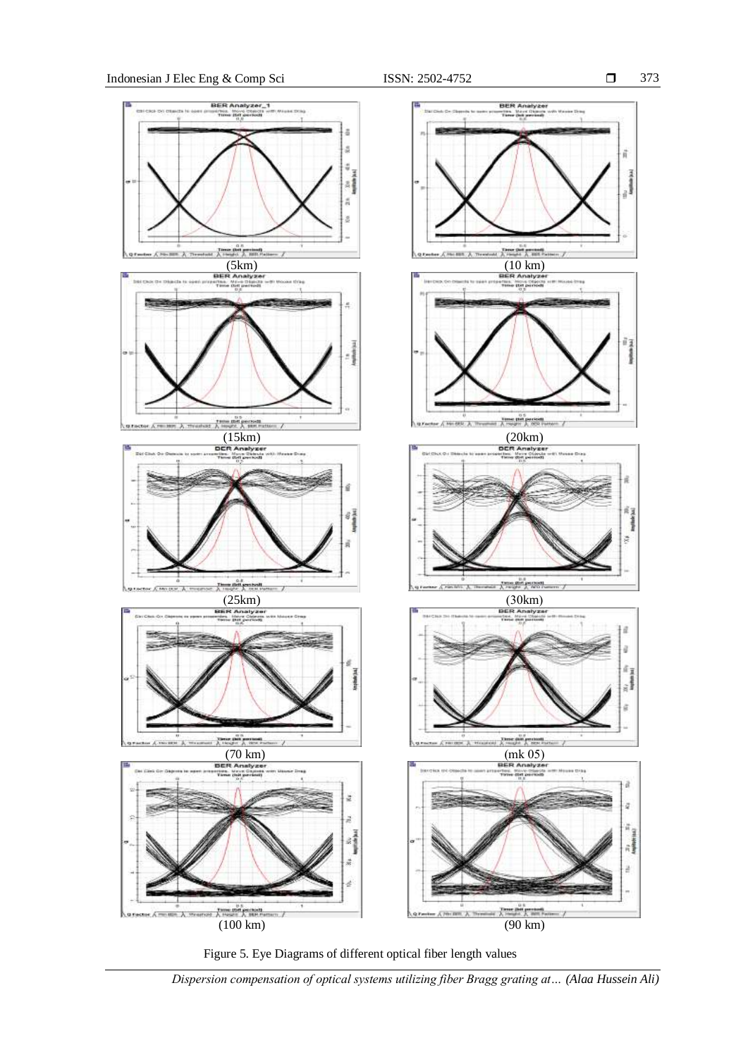(5km)

(10 km)

(15km)

(20km)

(25km)

(30km)

(70 km)

(mk 05)

(100 km)

(90 km)

Figure 5. Eye Diagrams of different optical fiber length values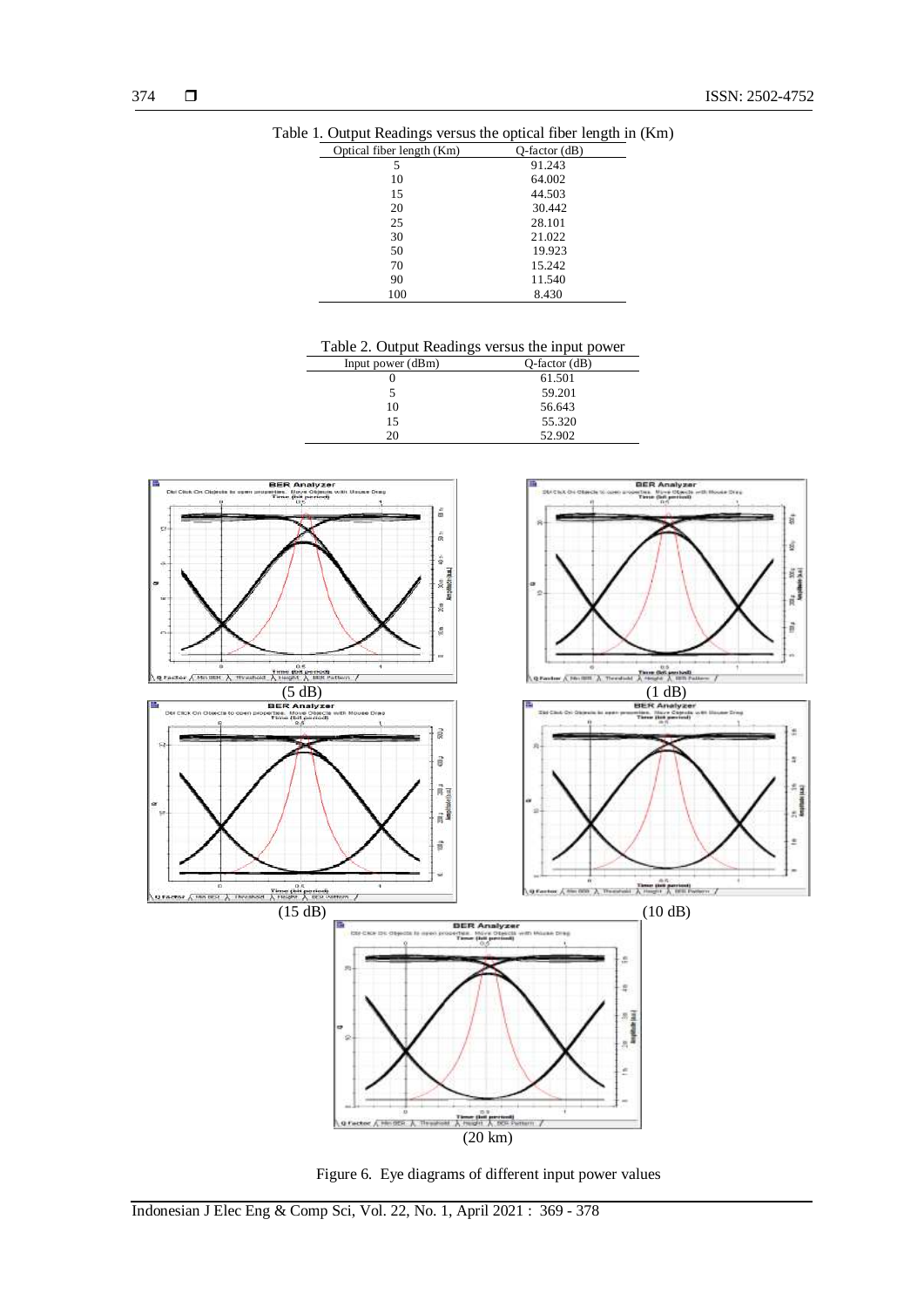Table 1. Output Readings versus the optical fiber length in (Km)

| Optical fiber length (Km) | Q-factor (dB) |
|---|---|
| 5 | 91.243 |
| 10 | 64.002 |
| 15 | 44.503 |
| 20 | 30.442 |
| 25 | 28.101 |
| 30 | 21.022 |
| 50 | 19.923 |
| 70 | 15.242 |
| 90 | 11.540 |
| 100 | 8.430 |

Table 2. Output Readings versus the input power

| Input power (dBm) | Q-factor (dB) |
|---|---|
| 0 | 61.501 |
| 5 | 59.201 |
| 10 | 56.643 |
| 15 | 55.320 |
| 20 | 52.902 |

(5 dB) (1 dB)

(15 dB) (10 dB)

(20 km)

Figure 6. Eye diagrams of different input power values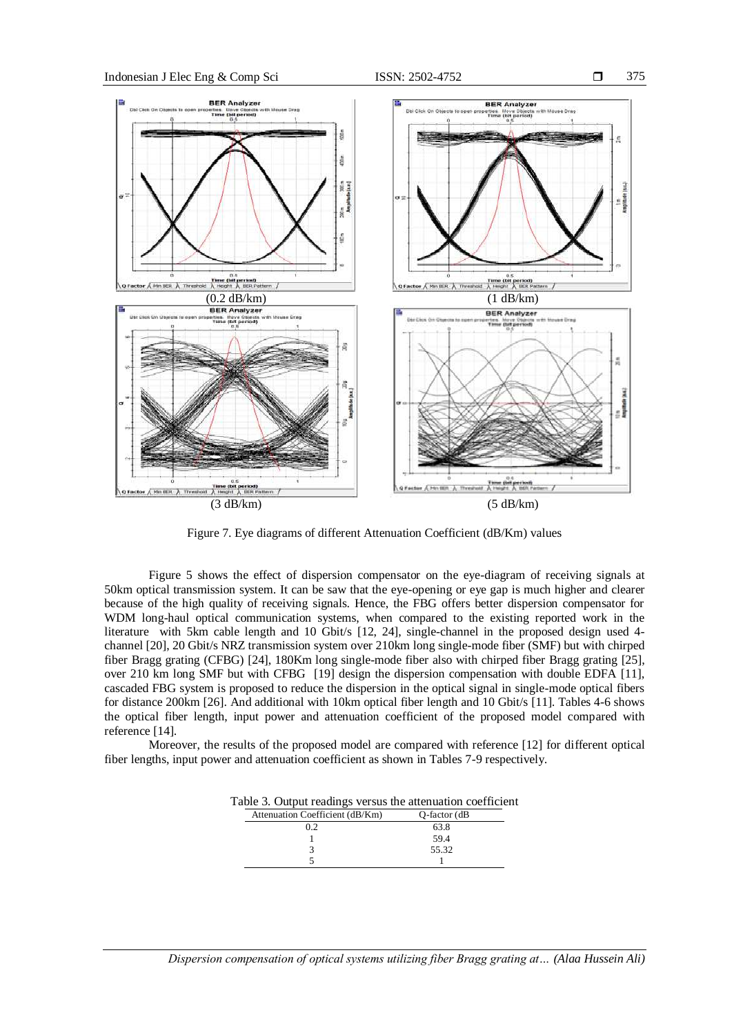(0.2 dB/km) (1 dB/km)

(3 dB/km) (5 dB/km)

Figure 7. Eye diagrams of different Attenuation Coefficient (dB/Km) values

Figure 5 shows the effect of dispersion compensator on the eye-diagram of receiving signals at 50km optical transmission system. It can be saw that the eye-opening or eye gap is much higher and clearer because of the high quality of receiving signals. Hence, the FBG offers better dispersion compensator for WDM long-haul optical communication systems, when compared to the existing reported work in the literature with 5km cable length and 10 Gbit/s [12, 24], single-channel in the proposed design used 4-channel [20], 20 Gbit/s NRZ transmission system over 210km long single-mode fiber (SMF) but with chirped fiber Bragg grating (CFBG) [24], 180Km long single-mode fiber also with chirped fiber Bragg grating [25], over 210 km long SMF but with CFBG [19] design the dispersion compensation with double EDFA [11], cascaded FBG system is proposed to reduce the dispersion in the optical signal in single-mode optical fibers for distance 200km [26]. And additional with 10km optical fiber length and 10 Gbit/s [11]. Tables 4-6 shows the optical fiber length, input power and attenuation coefficient of the proposed model compared with reference [14].

Moreover, the results of the proposed model are compared with reference [12] for different optical fiber lengths, input power and attenuation coefficient as shown in Tables 7-9 respectively.

Table 3. Output readings versus the attenuation coefficient

| Attenuation Coefficient (dB/Km) | Q-factor (dB |
|---|---|
| 0.2 | 63.8 |
| 1 | 59.4 |
| 3 | 55.32 |
| 5 | 1 |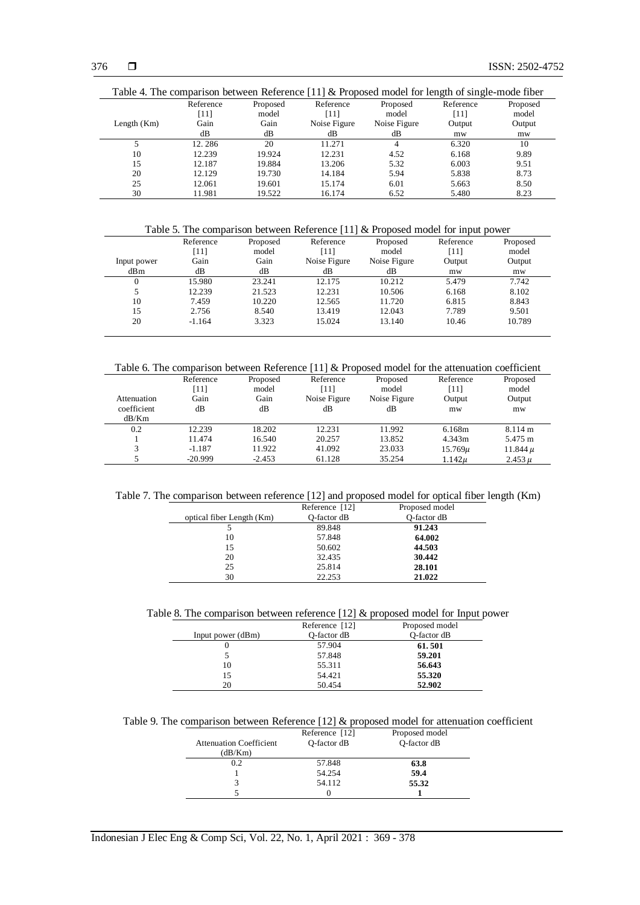Table 4. The comparison between Reference [11] & Proposed model for length of single-mode fiber

| Length (Km) | Reference [11] Gain dB | Proposed model Gain dB | Reference [11] Noise Figure dB | Proposed model Noise Figure dB | Reference [11] Output mw | Proposed model Output mw |
|---|---|---|---|---|---|---|
| 5 | 12. 286 | 20 | 11.271 | 4 | 6.320 | 10 |
| 10 | 12.239 | 19.924 | 12.231 | 4.52 | 6.168 | 9.89 |
| 15 | 12.187 | 19.884 | 13.206 | 5.32 | 6.003 | 9.51 |
| 20 | 12.129 | 19.730 | 14.184 | 5.94 | 5.838 | 8.73 |
| 25 | 12.061 | 19.601 | 15.174 | 6.01 | 5.663 | 8.50 |
| 30 | 11.981 | 19.522 | 16.174 | 6.52 | 5.480 | 8.23 |

Table 5. The comparison between Reference [11] & Proposed model for input power

| Input power dBm | Reference [11] Gain dB | Proposed model Gain dB | Reference [11] Noise Figure dB | Proposed model Noise Figure dB | Reference [11] Output mw | Proposed model Output mw |
|---|---|---|---|---|---|---|
| 0 | 15.980 | 23.241 | 12.175 | 10.212 | 5.479 | 7.742 |
| 5 | 12.239 | 21.523 | 12.231 | 10.506 | 6.168 | 8.102 |
| 10 | 7.459 | 10.220 | 12.565 | 11.720 | 6.815 | 8.843 |
| 15 | 2.756 | 8.540 | 13.419 | 12.043 | 7.789 | 9.501 |
| 20 | -1.164 | 3.323 | 15.024 | 13.140 | 10.46 | 10.789 |

Table 6. The comparison between Reference [11] & Proposed model for the attenuation coefficient

| Attenuation coefficient dB/Km | Reference [11] Gain dB | Proposed model Gain dB | Reference [11] Noise Figure dB | Proposed model Noise Figure dB | Reference [11] Output mw | Proposed model Output mw |
|---|---|---|---|---|---|---|
| 0.2 | 12.239 | 18.202 | 12.231 | 11.992 | 6.168m | 8.114 m |
| 1 | 11.474 | 16.540 | 20.257 | 13.852 | 4.343m | 5.475 m |
| 3 | -1.187 | 11.922 | 41.092 | 23.033 | 15.769$\mu$ | 11.844 $\mu$ |
| 5 | -20.999 | -2.453 | 61.128 | 35.254 | 1.142$\mu$ | 2.453 $\mu$ |

Table 7. The comparison between reference [12] and proposed model for optical fiber length (Km)

| optical fiber Length (Km) | Reference [12] Q-factor dB | Proposed model Q-factor dB |
|---|---|---|
| 5 | 89.848 | **91.243** |
| 10 | 57.848 | **64.002** |
| 15 | 50.602 | **44.503** |
| 20 | 32.435 | **30.442** |
| 25 | 25.814 | **28.101** |
| 30 | 22.253 | **21.022** |

Table 8. The comparison between reference [12] & proposed model for Input power

| Input power (dBm) | Reference [12] Q-factor dB | Proposed model Q-factor dB |
|---|---|---|
| 0 | 57.904 | **61. 501** |
| 5 | 57.848 | **59.201** |
| 10 | 55.311 | **56.643** |
| 15 | 54.421 | **55.320** |
| 20 | 50.454 | **52.902** |

Table 9. The comparison between Reference [12] & proposed model for attenuation coefficient

| Attenuation Coefficient (dB/Km) | Reference [12] Q-factor dB | Proposed model Q-factor dB |
|---|---|---|
| 0.2 | 57.848 | **63.8** |
| 1 | 54.254 | **59.4** |
| 3 | 54.112 | **55.32** |
| 5 | 0 | **1** |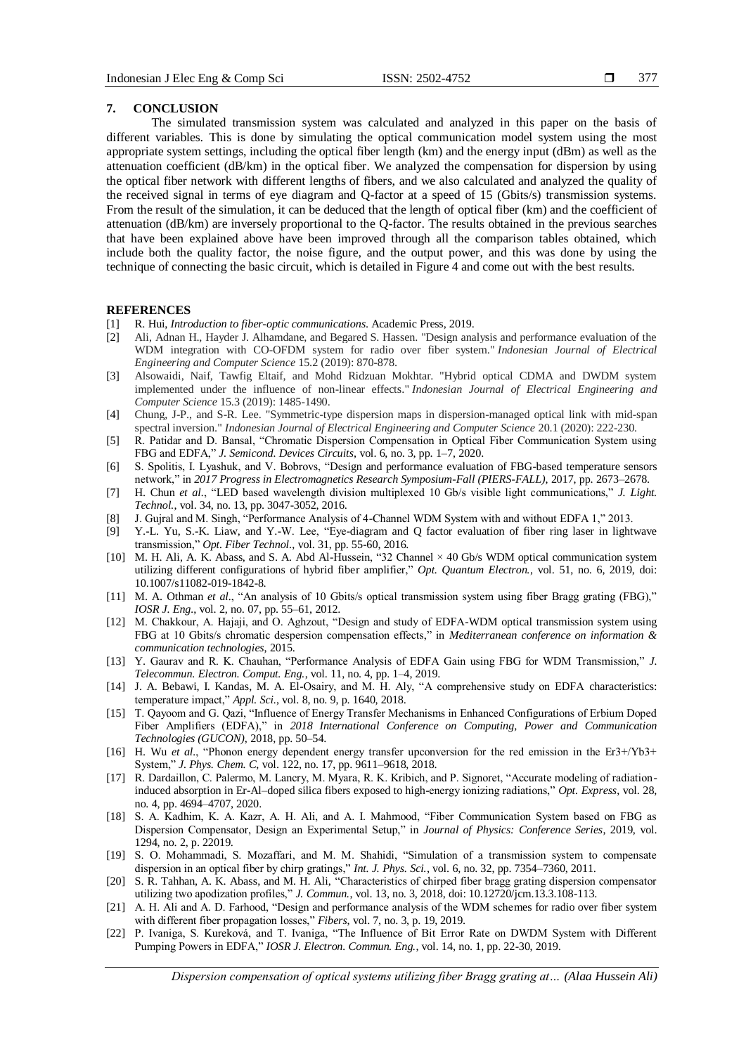## 7. CONCLUSION

The simulated transmission system was calculated and analyzed in this paper on the basis of different variables. This is done by simulating the optical communication model system using the most appropriate system settings, including the optical fiber length (km) and the energy input (dBm) as well as the attenuation coefficient (dB/km) in the optical fiber. We analyzed the compensation for dispersion by using the optical fiber network with different lengths of fibers, and we also calculated and analyzed the quality of the received signal in terms of eye diagram and Q-factor at a speed of 15 (Gbits/s) transmission systems. From the result of the simulation, it can be deduced that the length of optical fiber (km) and the coefficient of attenuation (dB/km) are inversely proportional to the Q-factor. The results obtained in the previous searches that have been explained above have been improved through all the comparison tables obtained, which include both the quality factor, the noise figure, and the output power, and this was done by using the technique of connecting the basic circuit, which is detailed in Figure 4 and come out with the best results.

## REFERENCES

[1] R. Hui, *Introduction to fiber-optic communications*. Academic Press, 2019.

[2] Ali, Adnan H., Hayder J. Alhamdane, and Begared S. Hassen. "Design analysis and performance evaluation of the WDM integration with CO-OFDM system for radio over fiber system." *Indonesian Journal of Electrical Engineering and Computer Science* 15.2 (2019): 870-878.

[3] Alsowaidi, Naif, Tawfig Eltaif, and Mohd Ridzuan Mokhtar. "Hybrid optical CDMA and DWDM system implemented under the influence of non-linear effects." *Indonesian Journal of Electrical Engineering and Computer Science* 15.3 (2019): 1485-1490.

[4] Chung, J-P., and S-R. Lee. "Symmetric-type dispersion maps in dispersion-managed optical link with mid-span spectral inversion." *Indonesian Journal of Electrical Engineering and Computer Science* 20.1 (2020): 222-230.

[5] R. Patidar and D. Bansal, "Chromatic Dispersion Compensation in Optical Fiber Communication System using FBG and EDFA," *J. Semicond. Devices Circuits*, vol. 6, no. 3, pp. 1–7, 2020.

[6] S. Spolitis, I. Lyashuk, and V. Bobrovs, "Design and performance evaluation of FBG-based temperature sensors network," in *2017 Progress in Electromagnetics Research Symposium-Fall (PIERS-FALL)*, 2017, pp. 2673–2678.

[7] H. Chun *et al.*, "LED based wavelength division multiplexed 10 Gb/s visible light communications," *J. Light. Technol.*, vol. 34, no. 13, pp. 3047-3052, 2016.

[8] J. Gujral and M. Singh, "Performance Analysis of 4-Channel WDM System with and without EDFA 1," 2013.

[9] Y.-L. Yu, S.-K. Liaw, and Y.-W. Lee, "Eye-diagram and Q factor evaluation of fiber ring laser in lightwave transmission," *Opt. Fiber Technol.*, vol. 31, pp. 55-60, 2016.

[10] M. H. Ali, A. K. Abass, and S. A. Abd Al-Hussein, "32 Channel × 40 Gb/s WDM optical communication system utilizing different configurations of hybrid fiber amplifier," *Opt. Quantum Electron.*, vol. 51, no. 6, 2019, doi: 10.1007/s11082-019-1842-8.

[11] M. A. Othman *et al.*, "An analysis of 10 Gbits/s optical transmission system using fiber Bragg grating (FBG)," *IOSR J. Eng.*, vol. 2, no. 07, pp. 55–61, 2012.

[12] M. Chakkour, A. Hajaji, and O. Aghzout, "Design and study of EDFA-WDM optical transmission system using FBG at 10 Gbits/s chromatic despersion compensation effects," in *Mediterranean conference on information & communication technologies*, 2015.

[13] Y. Gaurav and R. K. Chauhan, "Performance Analysis of EDFA Gain using FBG for WDM Transmission," *J. Telecommun. Electron. Comput. Eng.*, vol. 11, no. 4, pp. 1–4, 2019.

[14] J. A. Bebawi, I. Kandas, M. A. El-Osairy, and M. H. Aly, "A comprehensive study on EDFA characteristics: temperature impact," *Appl. Sci.*, vol. 8, no. 9, p. 1640, 2018.

[15] T. Qayoom and G. Qazi, "Influence of Energy Transfer Mechanisms in Enhanced Configurations of Erbium Doped Fiber Amplifiers (EDFA)," in *2018 International Conference on Computing, Power and Communication Technologies (GUCON)*, 2018, pp. 50–54.

[16] H. Wu *et al.*, "Phonon energy dependent energy transfer upconversion for the red emission in the Er3+/Yb3+ System," *J. Phys. Chem. C*, vol. 122, no. 17, pp. 9611–9618, 2018.

[17] R. Dardaillon, C. Palermo, M. Lancry, M. Myara, R. K. Kribich, and P. Signoret, "Accurate modeling of radiation-induced absorption in Er-Al–doped silica fibers exposed to high-energy ionizing radiations," *Opt. Express*, vol. 28, no. 4, pp. 4694–4707, 2020.

[18] S. A. Kadhim, K. A. Kazr, A. H. Ali, and A. I. Mahmood, "Fiber Communication System based on FBG as Dispersion Compensator, Design an Experimental Setup," in *Journal of Physics: Conference Series*, 2019, vol. 1294, no. 2, p. 22019.

[19] S. O. Mohammadi, S. Mozaffari, and M. M. Shahidi, "Simulation of a transmission system to compensate dispersion in an optical fiber by chirp gratings," *Int. J. Phys. Sci.*, vol. 6, no. 32, pp. 7354–7360, 2011.

[20] S. R. Tahhan, A. K. Abass, and M. H. Ali, "Characteristics of chirped fiber bragg grating dispersion compensator utilizing two apodization profiles," *J. Commun.*, vol. 13, no. 3, 2018, doi: 10.12720/jcm.13.3.108-113.

[21] A. H. Ali and A. D. Farhood, "Design and performance analysis of the WDM schemes for radio over fiber system with different fiber propagation losses," *Fibers*, vol. 7, no. 3, p. 19, 2019.

[22] P. Ivaniga, S. Kureková, and T. Ivaniga, "The Influence of Bit Error Rate on DWDM System with Different Pumping Powers in EDFA," *IOSR J. Electron. Commun. Eng.*, vol. 14, no. 1, pp. 22-30, 2019.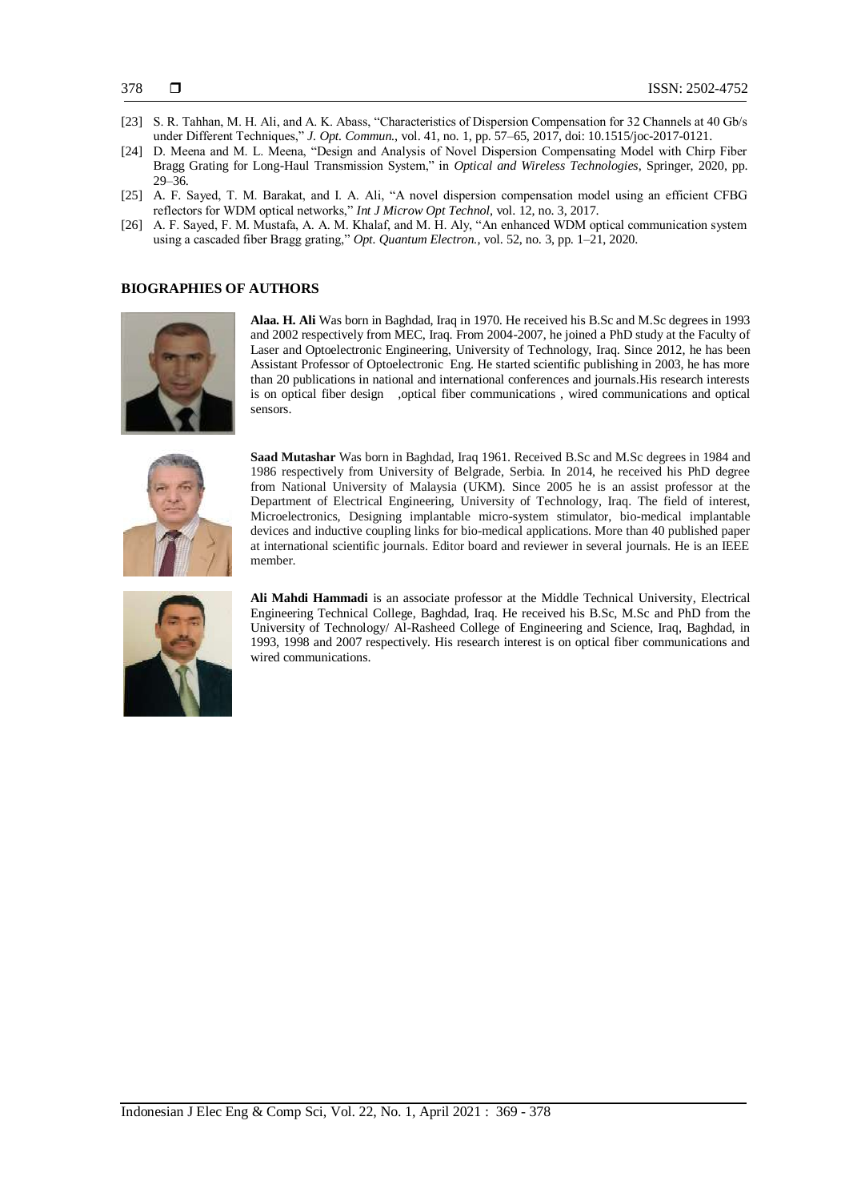[23] S. R. Tahhan, M. H. Ali, and A. K. Abass, "Characteristics of Dispersion Compensation for 32 Channels at 40 Gb/s under Different Techniques," *J. Opt. Commun.*, vol. 41, no. 1, pp. 57–65, 2017, doi: 10.1515/joc-2017-0121.

[24] D. Meena and M. L. Meena, "Design and Analysis of Novel Dispersion Compensating Model with Chirp Fiber Bragg Grating for Long-Haul Transmission System," in *Optical and Wireless Technologies*, Springer, 2020, pp. 29–36.

[25] A. F. Sayed, T. M. Barakat, and I. A. Ali, "A novel dispersion compensation model using an efficient CFBG reflectors for WDM optical networks," *Int J Microw Opt Technol*, vol. 12, no. 3, 2017.

[26] A. F. Sayed, F. M. Mustafa, A. A. M. Khalaf, and M. H. Aly, "An enhanced WDM optical communication system using a cascaded fiber Bragg grating," *Opt. Quantum Electron.*, vol. 52, no. 3, pp. 1–21, 2020.

## BIOGRAPHIES OF AUTHORS

**Alaa. H. Ali** Was born in Baghdad, Iraq in 1970. He received his B.Sc and M.Sc degrees in 1993 and 2002 respectively from MEC, Iraq. From 2004-2007, he joined a PhD study at the Faculty of Laser and Optoelectronic Engineering, University of Technology, Iraq. Since 2012, he has been Assistant Professor of Optoelectronic Eng. He started scientific publishing in 2003, he has more than 20 publications in national and international conferences and journals.His research interests is on optical fiber design ,optical fiber communications , wired communications and optical sensors.

**Saad Mutashar** Was born in Baghdad, Iraq 1961. Received B.Sc and M.Sc degrees in 1984 and 1986 respectively from University of Belgrade, Serbia. In 2014, he received his PhD degree from National University of Malaysia (UKM). Since 2005 he is an assist professor at the Department of Electrical Engineering, University of Technology, Iraq. The field of interest, Microelectronics, Designing implantable micro-system stimulator, bio-medical implantable devices and inductive coupling links for bio-medical applications. More than 40 published paper at international scientific journals. Editor board and reviewer in several journals. He is an IEEE member.

**Ali Mahdi Hammadi** is an associate professor at the Middle Technical University, Electrical Engineering Technical College, Baghdad, Iraq. He received his B.Sc, M.Sc and PhD from the University of Technology/ Al-Rasheed College of Engineering and Science, Iraq, Baghdad, in 1993, 1998 and 2007 respectively. His research interest is on optical fiber communications and wired communications.